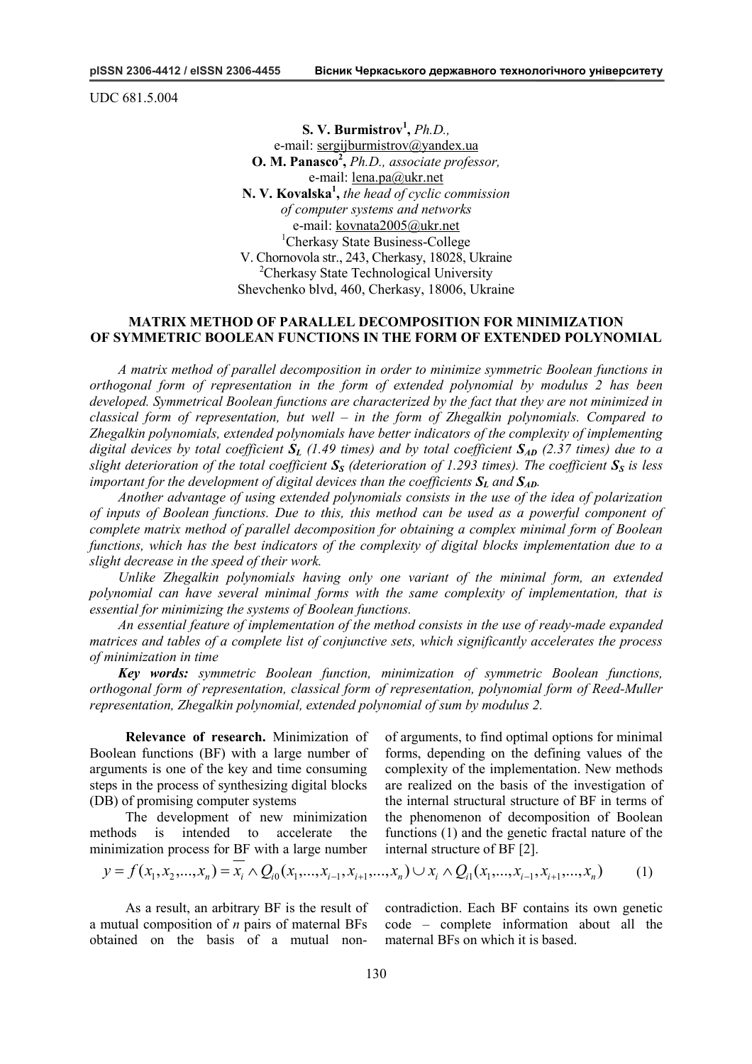UDC 681.5.004

**S. V. Burmistrov**[1]**,** *Ph.D.,*
e-mail: sergijburmistrov@yandex.ua
**O. M. Panasco**[2]**,** *Ph.D., associate professor,*
e-mail: lena.pa@ukr.net
**N. V. Kovalska**[1]**,** *the head of cyclic commission of computer systems and networks*
e-mail: kovnata2005@ukr.net
[1]Cherkasy State Business-College
V. Chornovola str., 243, Cherkasy, 18028, Ukraine
[2]Cherkasy State Technological University
Shevchenko blvd, 460, Cherkasy, 18006, Ukraine

# MATRIX METHOD OF PARALLEL DECOMPOSITION FOR MINIMIZATION OF SYMMETRIC BOOLEAN FUNCTIONS IN THE FORM OF EXTENDED POLYNOMIAL

*A matrix method of parallel decomposition in order to minimize symmetric Boolean functions in orthogonal form of representation in the form of extended polynomial by modulus 2 has been developed. Symmetrical Boolean functions are characterized by the fact that they are not minimized in classical form of representation, but well – in the form of Zhegalkin polynomials. Compared to Zhegalkin polynomials, extended polynomials have better indicators of the complexity of implementing digital devices by total coefficient* $\boldsymbol{S_L}$ *(1.49 times) and by total coefficient* $\boldsymbol{S_{AD}}$ *(2.37 times) due to a slight deterioration of the total coefficient* $\boldsymbol{S_S}$ *(deterioration of 1.293 times). The coefficient* $\boldsymbol{S_S}$ *is less important for the development of digital devices than the coefficients* $\boldsymbol{S_L}$ *and* $\boldsymbol{S_{AD}}$*.*

*Another advantage of using extended polynomials consists in the use of the idea of polarization of inputs of Boolean functions. Due to this, this method can be used as a powerful component of complete matrix method of parallel decomposition for obtaining a complex minimal form of Boolean functions, which has the best indicators of the complexity of digital blocks implementation due to a slight decrease in the speed of their work.*

*Unlike Zhegalkin polynomials having only one variant of the minimal form, an extended polynomial can have several minimal forms with the same complexity of implementation, that is essential for minimizing the systems of Boolean functions.*

*An essential feature of implementation of the method consists in the use of ready-made expanded matrices and tables of a complete list of conjunctive sets, which significantly accelerates the process of minimization in time*

***Key words:*** *symmetric Boolean function, minimization of symmetric Boolean functions, orthogonal form of representation, classical form of representation, polynomial form of Reed-Muller representation, Zhegalkin polynomial, extended polynomial of sum by modulus 2.*

**Relevance of research.** Minimization of Boolean functions (BF) with a large number of arguments is one of the key and time consuming steps in the process of synthesizing digital blocks (DB) of promising computer systems

The development of new minimization methods is intended to accelerate the minimization process for BF with a large number of arguments, to find optimal options for minimal forms, depending on the defining values of the complexity of the implementation. New methods are realized on the basis of the investigation of the internal structural structure of BF in terms of the phenomenon of decomposition of Boolean functions (1) and the genetic fractal nature of the internal structure of BF [2].

$$y = f(x_1, x_2, ..., x_n) = \overline{x_i} \wedge Q_{i0}(x_1, ..., x_{i-1}, x_{i+1}, ..., x_n) \cup x_i \wedge Q_{i1}(x_1, ..., x_{i-1}, x_{i+1}, ..., x_n) \qquad (1)$$

As a result, an arbitrary BF is the result of a mutual composition of *n* pairs of maternal BFs obtained on the basis of a mutual non-contradiction. Each BF contains its own genetic code – complete information about all the maternal BFs on which it is based.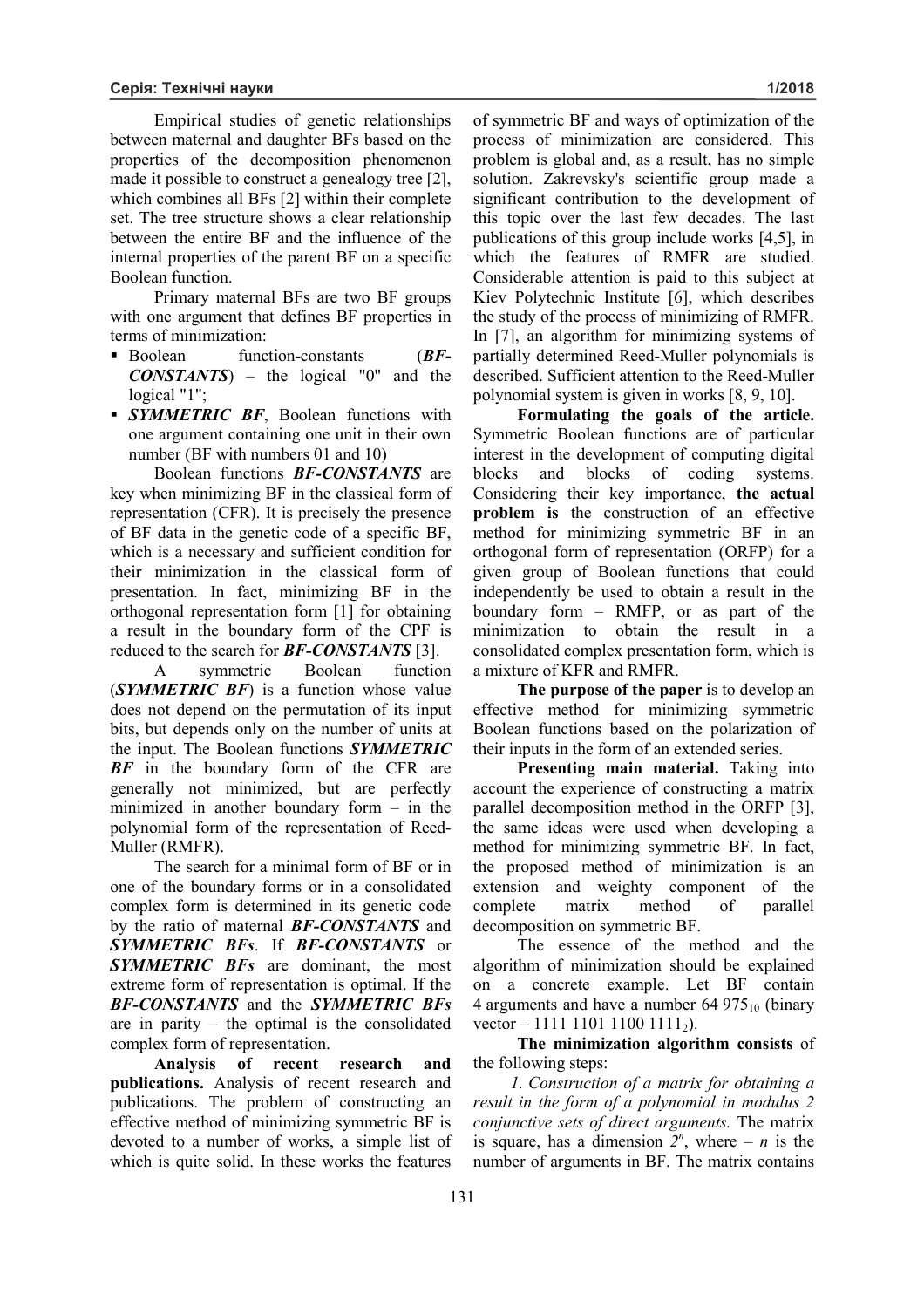Empirical studies of genetic relationships between maternal and daughter BFs based on the properties of the decomposition phenomenon made it possible to construct a genealogy tree [2], which combines all BFs [2] within their complete set. The tree structure shows a clear relationship between the entire BF and the influence of the internal properties of the parent BF on a specific Boolean function.

Primary maternal BFs are two BF groups with one argument that defines BF properties in terms of minimization:

- Boolean function-constants (***BF-CONSTANTS***) – the logical "0" and the logical "1";
- ***SYMMETRIC BF***, Boolean functions with one argument containing one unit in their own number (BF with numbers 01 and 10)

Boolean functions ***BF-CONSTANTS*** are key when minimizing BF in the classical form of representation (CFR). It is precisely the presence of BF data in the genetic code of a specific BF, which is a necessary and sufficient condition for their minimization in the classical form of presentation. In fact, minimizing BF in the orthogonal representation form [1] for obtaining a result in the boundary form of the CPF is reduced to the search for ***BF-CONSTANTS*** [3].

A symmetric Boolean function (***SYMMETRIC BF***) is a function whose value does not depend on the permutation of its input bits, but depends only on the number of units at the input. The Boolean functions ***SYMMETRIC BF*** in the boundary form of the CFR are generally not minimized, but are perfectly minimized in another boundary form – in the polynomial form of the representation of Reed-Muller (RMFR).

The search for a minimal form of BF or in one of the boundary forms or in a consolidated complex form is determined in its genetic code by the ratio of maternal ***BF-CONSTANTS*** and ***SYMMETRIC BFs***. If ***BF-CONSTANTS*** or ***SYMMETRIC BFs*** are dominant, the most extreme form of representation is optimal. If the ***BF-CONSTANTS*** and the ***SYMMETRIC BFs*** are in parity – the optimal is the consolidated complex form of representation.

**Analysis of recent research and publications.** Analysis of recent research and publications. The problem of constructing an effective method of minimizing symmetric BF is devoted to a number of works, a simple list of which is quite solid. In these works the features of symmetric BF and ways of optimization of the process of minimization are considered. This problem is global and, as a result, has no simple solution. Zakrevsky's scientific group made a significant contribution to the development of this topic over the last few decades. The last publications of this group include works [4,5], in which the features of RMFR are studied. Considerable attention is paid to this subject at Kiev Polytechnic Institute [6], which describes the study of the process of minimizing of RMFR. In [7], an algorithm for minimizing systems of partially determined Reed-Muller polynomials is described. Sufficient attention to the Reed-Muller polynomial system is given in works [8, 9, 10].

**Formulating the goals of the article.** Symmetric Boolean functions are of particular interest in the development of computing digital blocks and blocks of coding systems. Considering their key importance, **the actual problem is** the construction of an effective method for minimizing symmetric BF in an orthogonal form of representation (ORFP) for a given group of Boolean functions that could independently be used to obtain a result in the boundary form – RMFP, or as part of the minimization to obtain the result in a consolidated complex presentation form, which is a mixture of KFR and RMFR.

**The purpose of the paper** is to develop an effective method for minimizing symmetric Boolean functions based on the polarization of their inputs in the form of an extended series.

**Presenting main material.** Taking into account the experience of constructing a matrix parallel decomposition method in the ORFP [3], the same ideas were used when developing a method for minimizing symmetric BF. In fact, the proposed method of minimization is an extension and weighty component of the complete matrix method of parallel decomposition on symmetric BF.

The essence of the method and the algorithm of minimization should be explained on a concrete example. Let BF contain 4 arguments and have a number $64\ 975_{10}$ (binary vector – $1111\ 1101\ 1100\ 1111_2$).

**The minimization algorithm consists** of the following steps:

*1. Construction of a matrix for obtaining a result in the form of a polynomial in modulus 2 conjunctive sets of direct arguments.* The matrix is square, has a dimension $2^n$, where – $n$ is the number of arguments in BF. The matrix contains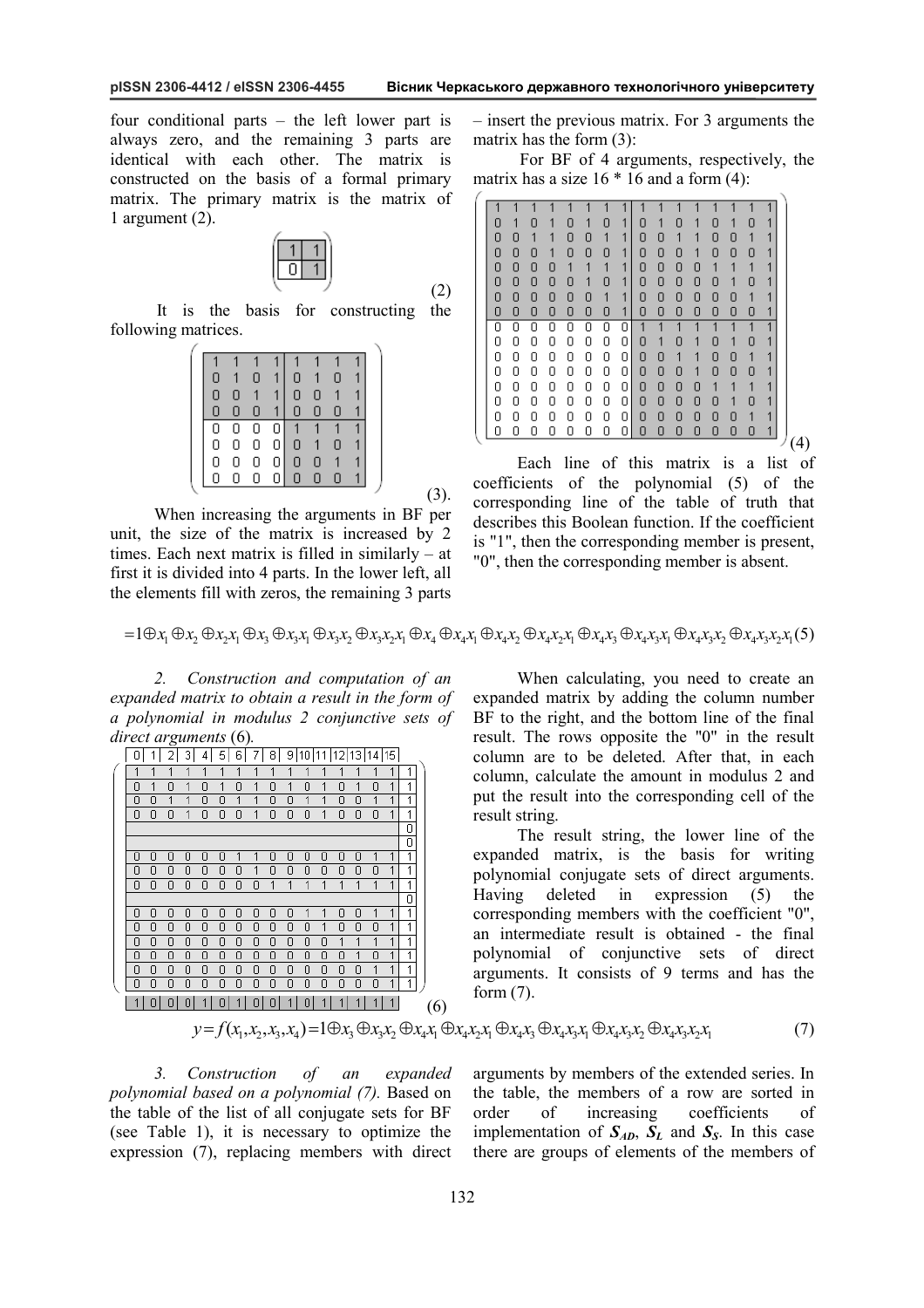four conditional parts – the left lower part is always zero, and the remaining 3 parts are identical with each other. The matrix is constructed on the basis of a formal primary matrix. The primary matrix is the matrix of 1 argument (2).

$$\begin{pmatrix} 1 & 1 \\ 0 & 1 \end{pmatrix} \qquad (2)$$

It is the basis for constructing the following matrices.

$$\begin{pmatrix}
1 & 1 & 1 & 1 & 1 & 1 & 1 & 1 \\
0 & 1 & 0 & 1 & 0 & 1 & 0 & 1 \\
0 & 0 & 1 & 1 & 0 & 0 & 1 & 1 \\
0 & 0 & 0 & 1 & 0 & 0 & 0 & 1 \\
0 & 0 & 0 & 0 & 1 & 1 & 1 & 1 \\
0 & 0 & 0 & 0 & 0 & 1 & 0 & 1 \\
0 & 0 & 0 & 0 & 0 & 0 & 1 & 1 \\
0 & 0 & 0 & 0 & 0 & 0 & 0 & 1
\end{pmatrix} \qquad (3).$$

When increasing the arguments in BF per unit, the size of the matrix is increased by 2 times. Each next matrix is filled in similarly – at first it is divided into 4 parts. In the lower left, all the elements fill with zeros, the remaining 3 parts – insert the previous matrix. For 3 arguments the matrix has the form (3):

For BF of 4 arguments, respectively, the matrix has a size 16 * 16 and a form (4):

$$\begin{pmatrix}
1 & 1 & 1 & 1 & 1 & 1 & 1 & 1 & 1 & 1 & 1 & 1 & 1 & 1 & 1 & 1 \\
0 & 1 & 0 & 1 & 0 & 1 & 0 & 1 & 0 & 1 & 0 & 1 & 0 & 1 & 0 & 1 \\
0 & 0 & 1 & 1 & 0 & 0 & 1 & 1 & 0 & 0 & 1 & 1 & 0 & 0 & 1 & 1 \\
0 & 0 & 0 & 1 & 0 & 0 & 0 & 1 & 0 & 0 & 0 & 1 & 0 & 0 & 0 & 1 \\
0 & 0 & 0 & 0 & 1 & 1 & 1 & 1 & 0 & 0 & 0 & 0 & 1 & 1 & 1 & 1 \\
0 & 0 & 0 & 0 & 0 & 1 & 0 & 1 & 0 & 0 & 0 & 0 & 0 & 1 & 0 & 1 \\
0 & 0 & 0 & 0 & 0 & 0 & 1 & 1 & 0 & 0 & 0 & 0 & 0 & 0 & 1 & 1 \\
0 & 0 & 0 & 0 & 0 & 0 & 0 & 1 & 0 & 0 & 0 & 0 & 0 & 0 & 0 & 1 \\
0 & 0 & 0 & 0 & 0 & 0 & 0 & 0 & 1 & 1 & 1 & 1 & 1 & 1 & 1 & 1 \\
0 & 0 & 0 & 0 & 0 & 0 & 0 & 0 & 0 & 1 & 0 & 1 & 0 & 1 & 0 & 1 \\
0 & 0 & 0 & 0 & 0 & 0 & 0 & 0 & 0 & 0 & 1 & 1 & 0 & 0 & 1 & 1 \\
0 & 0 & 0 & 0 & 0 & 0 & 0 & 0 & 0 & 0 & 0 & 1 & 0 & 0 & 0 & 1 \\
0 & 0 & 0 & 0 & 0 & 0 & 0 & 0 & 0 & 0 & 0 & 0 & 1 & 1 & 1 & 1 \\
0 & 0 & 0 & 0 & 0 & 0 & 0 & 0 & 0 & 0 & 0 & 0 & 0 & 1 & 0 & 1 \\
0 & 0 & 0 & 0 & 0 & 0 & 0 & 0 & 0 & 0 & 0 & 0 & 0 & 0 & 1 & 1 \\
0 & 0 & 0 & 0 & 0 & 0 & 0 & 0 & 0 & 0 & 0 & 0 & 0 & 0 & 0 & 1
\end{pmatrix} \qquad (4)$$

Each line of this matrix is a list of coefficients of the polynomial (5) of the corresponding line of the table of truth that describes this Boolean function. If the coefficient is "1", then the corresponding member is present, "0", then the corresponding member is absent.

$$=1\oplus x_1\oplus x_2\oplus x_2x_1\oplus x_3\oplus x_3x_1\oplus x_3x_2\oplus x_3x_2x_1\oplus x_4\oplus x_4x_1\oplus x_4x_2\oplus x_4x_2x_1\oplus x_4x_3\oplus x_4x_3x_1\oplus x_4x_3x_2\oplus x_4x_3x_2x_1 \qquad (5)$$

*2. Construction and computation of an expanded matrix to obtain a result in the form of a polynomial in modulus 2 conjunctive sets of direct arguments* (6).

| 0 | 1 | 2 | 3 | 4 | 5 | 6 | 7 | 8 | 9 | 10 | 11 | 12 | 13 | 14 | 15 | |
|---|---|---|---|---|---|---|---|---|---|---|---|---|---|---|---|---|
| 1 | 1 | 1 | 1 | 1 | 1 | 1 | 1 | 1 | 1 | 1 | 1 | 1 | 1 | 1 | 1 | 1 |
| 0 | 1 | 0 | 1 | 0 | 1 | 0 | 1 | 0 | 1 | 0 | 1 | 0 | 1 | 0 | 1 | 1 |
| 0 | 0 | 1 | 1 | 0 | 0 | 1 | 1 | 0 | 0 | 1 | 1 | 0 | 0 | 1 | 1 | 1 |
| 0 | 0 | 0 | 1 | 0 | 0 | 0 | 1 | 0 | 0 | 0 | 1 | 0 | 0 | 0 | 1 | 1 |
| | | | | | | | | | | | | | | | | 0 |
| | | | | | | | | | | | | | | | | 0 |
| 0 | 0 | 0 | 0 | 0 | 0 | 1 | 1 | 0 | 0 | 0 | 0 | 0 | 0 | 1 | 1 | 1 |
| 0 | 0 | 0 | 0 | 0 | 0 | 0 | 1 | 0 | 0 | 0 | 0 | 0 | 0 | 0 | 1 | 1 |
| 0 | 0 | 0 | 0 | 0 | 0 | 0 | 0 | 1 | 1 | 1 | 1 | 1 | 1 | 1 | 1 | 1 |
| | | | | | | | | | | | | | | | | 0 |
| 0 | 0 | 0 | 0 | 0 | 0 | 0 | 0 | 0 | 0 | 1 | 1 | 0 | 0 | 1 | 1 | 1 |
| 0 | 0 | 0 | 0 | 0 | 0 | 0 | 0 | 0 | 0 | 0 | 1 | 0 | 0 | 0 | 1 | 1 |
| 0 | 0 | 0 | 0 | 0 | 0 | 0 | 0 | 0 | 0 | 0 | 0 | 1 | 1 | 1 | 1 | 1 |
| 0 | 0 | 0 | 0 | 0 | 0 | 0 | 0 | 0 | 0 | 0 | 0 | 0 | 1 | 0 | 1 | 1 |
| 0 | 0 | 0 | 0 | 0 | 0 | 0 | 0 | 0 | 0 | 0 | 0 | 0 | 0 | 1 | 1 | 1 |
| 0 | 0 | 0 | 0 | 0 | 0 | 0 | 0 | 0 | 0 | 0 | 0 | 0 | 0 | 0 | 1 | 1 |
| 1 | 0 | 0 | 0 | 1 | 0 | 1 | 0 | 0 | 1 | 0 | 1 | 1 | 1 | 1 | 1 | |

(6)

When calculating, you need to create an expanded matrix by adding the column number BF to the right, and the bottom line of the final result. The rows opposite the "0" in the result column are to be deleted. After that, in each column, calculate the amount in modulus 2 and put the result into the corresponding cell of the result string.

The result string, the lower line of the expanded matrix, is the basis for writing polynomial conjugate sets of direct arguments. Having deleted in expression (5) the corresponding members with the coefficient "0", an intermediate result is obtained - the final polynomial of conjunctive sets of direct arguments. It consists of 9 terms and has the form (7).

$$y=f(x_1,x_2,x_3,x_4)=1\oplus x_3\oplus x_3x_2\oplus x_4x_1\oplus x_4x_2x_1\oplus x_4x_3\oplus x_4x_3x_1\oplus x_4x_3x_2\oplus x_4x_3x_2x_1 \qquad (7)$$

*3. Construction of an expanded polynomial based on a polynomial (7).* Based on the table of the list of all conjugate sets for BF (see Table 1), it is necessary to optimize the expression (7), replacing members with direct arguments by members of the extended series. In the table, the members of a row are sorted in order of increasing coefficients of implementation of $S_{AD}$, $S_L$ and $S_S$. In this case there are groups of elements of the members of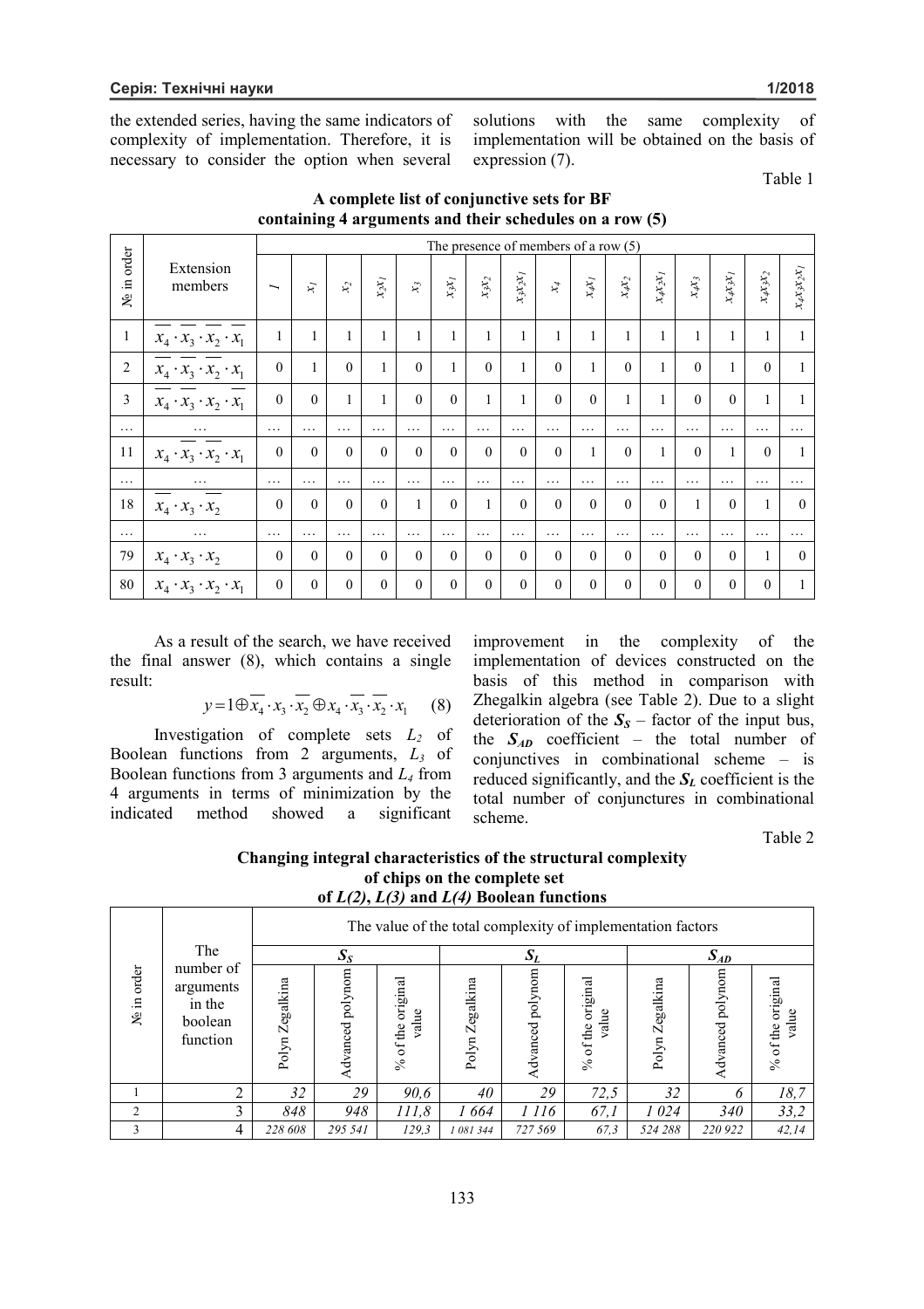the extended series, having the same indicators of complexity of implementation. Therefore, it is necessary to consider the option when several solutions with the same complexity of implementation will be obtained on the basis of expression (7).

Table 1

**A complete list of conjunctive sets for BF containing 4 arguments and their schedules on a row (5)**

| № in order | Extension members | The presence of members of a row (5) | | | | | | | | | | | | | | | |
|---|---|---|---|---|---|---|---|---|---|---|---|---|---|---|---|---|---|
| | | $1$ | $x_1$ | $x_2$ | $x_2x_1$ | $x_3$ | $x_3x_1$ | $x_3x_2$ | $x_3x_2x_1$ | $x_4$ | $x_4x_1$ | $x_4x_2$ | $x_4x_2x_1$ | $x_4x_3$ | $x_4x_3x_1$ | $x_4x_3x_2$ | $x_4x_3x_2x_1$ |
| 1 | $\overline{x_4}\cdot\overline{x_3}\cdot\overline{x_2}\cdot\overline{x_1}$ | 1 | 1 | 1 | 1 | 1 | 1 | 1 | 1 | 1 | 1 | 1 | 1 | 1 | 1 | 1 | 1 |
| 2 | $\overline{x_4}\cdot\overline{x_3}\cdot\overline{x_2}\cdot x_1$ | 0 | 1 | 0 | 1 | 0 | 1 | 0 | 1 | 0 | 1 | 0 | 1 | 0 | 1 | 0 | 1 |
| 3 | $\overline{x_4}\cdot\overline{x_3}\cdot x_2\cdot\overline{x_1}$ | 0 | 0 | 1 | 1 | 0 | 0 | 1 | 1 | 0 | 0 | 1 | 1 | 0 | 0 | 1 | 1 |
| … | … | … | … | … | … | … | … | … | … | … | … | … | … | … | … | … | … |
| 11 | $x_4\cdot\overline{x_3}\cdot\overline{x_2}\cdot x_1$ | 0 | 0 | 0 | 0 | 0 | 0 | 0 | 0 | 0 | 1 | 0 | 1 | 0 | 1 | 0 | 1 |
| … | … | … | … | … | … | … | … | … | … | … | … | … | … | … | … | … | … |
| 18 | $\overline{x_4}\cdot x_3\cdot\overline{x_2}$ | 0 | 0 | 0 | 0 | 1 | 0 | 1 | 0 | 0 | 0 | 0 | 0 | 1 | 0 | 1 | 0 |
| … | … | … | … | … | … | … | … | … | … | … | … | … | … | … | … | … | … |
| 79 | $x_4\cdot x_3\cdot x_2$ | 0 | 0 | 0 | 0 | 0 | 0 | 0 | 0 | 0 | 0 | 0 | 0 | 0 | 0 | 1 | 0 |
| 80 | $x_4\cdot x_3\cdot x_2\cdot x_1$ | 0 | 0 | 0 | 0 | 0 | 0 | 0 | 0 | 0 | 0 | 0 | 0 | 0 | 0 | 0 | 1 |

As a result of the search, we have received the final answer (8), which contains a single result:

$$y = 1\oplus\overline{x_4}\cdot x_3\cdot\overline{x_2}\oplus x_4\cdot\overline{x_3}\cdot\overline{x_2}\cdot x_1 \quad (8)$$

Investigation of complete sets $L_2$ of Boolean functions from 2 arguments, $L_3$ of Boolean functions from 3 arguments and $L_4$ from 4 arguments in terms of minimization by the indicated method showed a significant improvement in the complexity of the implementation of devices constructed on the basis of this method in comparison with Zhegalkin algebra (see Table 2). Due to a slight deterioration of the $S_S$ – factor of the input bus, the $S_{AD}$ coefficient – the total number of conjunctives in combinational scheme – is reduced significantly, and the $S_L$ coefficient is the total number of conjunctures in combinational scheme.

Table 2

**Changing integral characteristics of the structural complexity of chips on the complete set of $L(2)$, $L(3)$ and $L(4)$ Boolean functions**

| № in order | The number of arguments in the boolean function | The value of the total complexity of implementation factors | | | | | | | | |
|---|---|---|---|---|---|---|---|---|---|---|
| | | $S_S$ | | | $S_L$ | | | $S_{AD}$ | | |
| | | Polyn Zegalkina | Advanced polynom | % of the original value | Polyn Zegalkina | Advanced polynom | % of the original value | Polyn Zegalkina | Advanced polynom | % of the original value |
| 1 | 2 | *32* | *29* | *90,6* | *40* | *29* | *72,5* | *32* | *6* | *18,7* |
| 2 | 3 | *848* | *948* | *111,8* | *1 664* | *1 116* | *67,1* | *1 024* | *340* | *33,2* |
| 3 | 4 | *228 608* | *295 541* | *129,3* | *1 081 344* | *727 569* | *67,3* | *524 288* | *220 922* | *42,14* |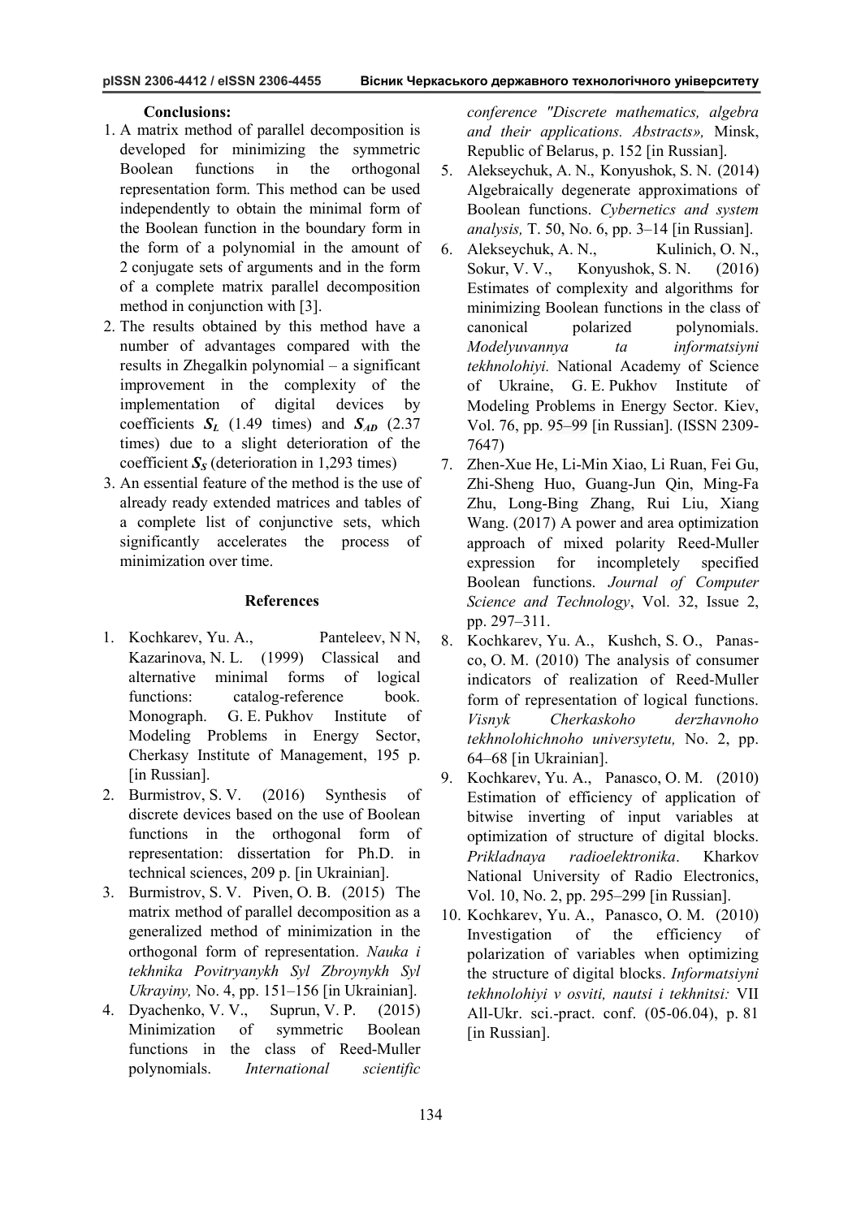**Conclusions:**

1. A matrix method of parallel decomposition is developed for minimizing the symmetric Boolean functions in the orthogonal representation form. This method can be used independently to obtain the minimal form of the Boolean function in the boundary form in the form of a polynomial in the amount of 2 conjugate sets of arguments and in the form of a complete matrix parallel decomposition method in conjunction with [3].
2. The results obtained by this method have a number of advantages compared with the results in Zhegalkin polynomial – a significant improvement in the complexity of the implementation of digital devices by coefficients $S_L$ (1.49 times) and $S_{AD}$ (2.37 times) due to a slight deterioration of the coefficient $S_S$ (deterioration in 1,293 times)
3. An essential feature of the method is the use of already ready extended matrices and tables of a complete list of conjunctive sets, which significantly accelerates the process of minimization over time.

**References**

1. Kochkarev, Yu. A., Panteleev, N N, Kazarinova, N. L. (1999) Classical and alternative minimal forms of logical functions: catalog-reference book. Monograph. G. E. Pukhov Institute of Modeling Problems in Energy Sector, Cherkasy Institute of Management, 195 p. [in Russian].
2. Burmistrov, S. V. (2016) Synthesis of discrete devices based on the use of Boolean functions in the orthogonal form of representation: dissertation for Ph.D. in technical sciences, 209 p. [in Ukrainian].
3. Burmistrov, S. V. Piven, O. B. (2015) The matrix method of parallel decomposition as a generalized method of minimization in the orthogonal form of representation. *Nauka i tekhnika Povitryanykh Syl Zbroynykh Syl Ukrayiny,* No. 4, pp. 151–156 [in Ukrainian].
4. Dyachenko, V. V., Suprun, V. P. (2015) Minimization of symmetric Boolean functions in the class of Reed-Muller polynomials. *International scientific conference "Discrete mathematics, algebra and their applications. Abstracts»,* Minsk, Republic of Belarus, p. 152 [in Russian].
5. Alekseychuk, A. N., Konyushok, S. N. (2014) Algebraically degenerate approximations of Boolean functions. *Cybernetics and system analysis,* T. 50, No. 6, pp. 3–14 [in Russian].
6. Alekseychuk, A. N., Kulinich, O. N., Sokur, V. V., Konyushok, S. N. (2016) Estimates of complexity and algorithms for minimizing Boolean functions in the class of canonical polarized polynomials. *Modelyuvannya ta informatsiyni tekhnolohiyi.* National Academy of Science of Ukraine, G. E. Pukhov Institute of Modeling Problems in Energy Sector. Kiev, Vol. 76, pp. 95–99 [in Russian]. (ISSN 2309-7647)
7. Zhen-Xue He, Li-Min Xiao, Li Ruan, Fei Gu, Zhi-Sheng Huo, Guang-Jun Qin, Ming-Fa Zhu, Long-Bing Zhang, Rui Liu, Xiang Wang. (2017) A power and area optimization approach of mixed polarity Reed-Muller expression for incompletely specified Boolean functions. *Journal of Computer Science and Technology*, Vol. 32, Issue 2, pp. 297–311.
8. Kochkarev, Yu. A., Kushch, S. O., Panasco, O. M. (2010) The analysis of consumer indicators of realization of Reed-Muller form of representation of logical functions. *Visnyk Cherkaskoho derzhavnoho tekhnolohichnoho universytetu,* No. 2, pp. 64–68 [in Ukrainian].
9. Kochkarev, Yu. A., Panasco, O. M. (2010) Estimation of efficiency of application of bitwise inverting of input variables at optimization of structure of digital blocks. *Prikladnaya radioelektronika*. Kharkov National University of Radio Electronics, Vol. 10, No. 2, pp. 295–299 [in Russian].
10. Kochkarev, Yu. A., Panasco, O. M. (2010) Investigation of the efficiency of polarization of variables when optimizing the structure of digital blocks. *Informatsiyni tekhnolohiyi v osviti, nautsi i tekhnitsi:* VII All-Ukr. sci.-pract. conf. (05-06.04), p. 81 [in Russian].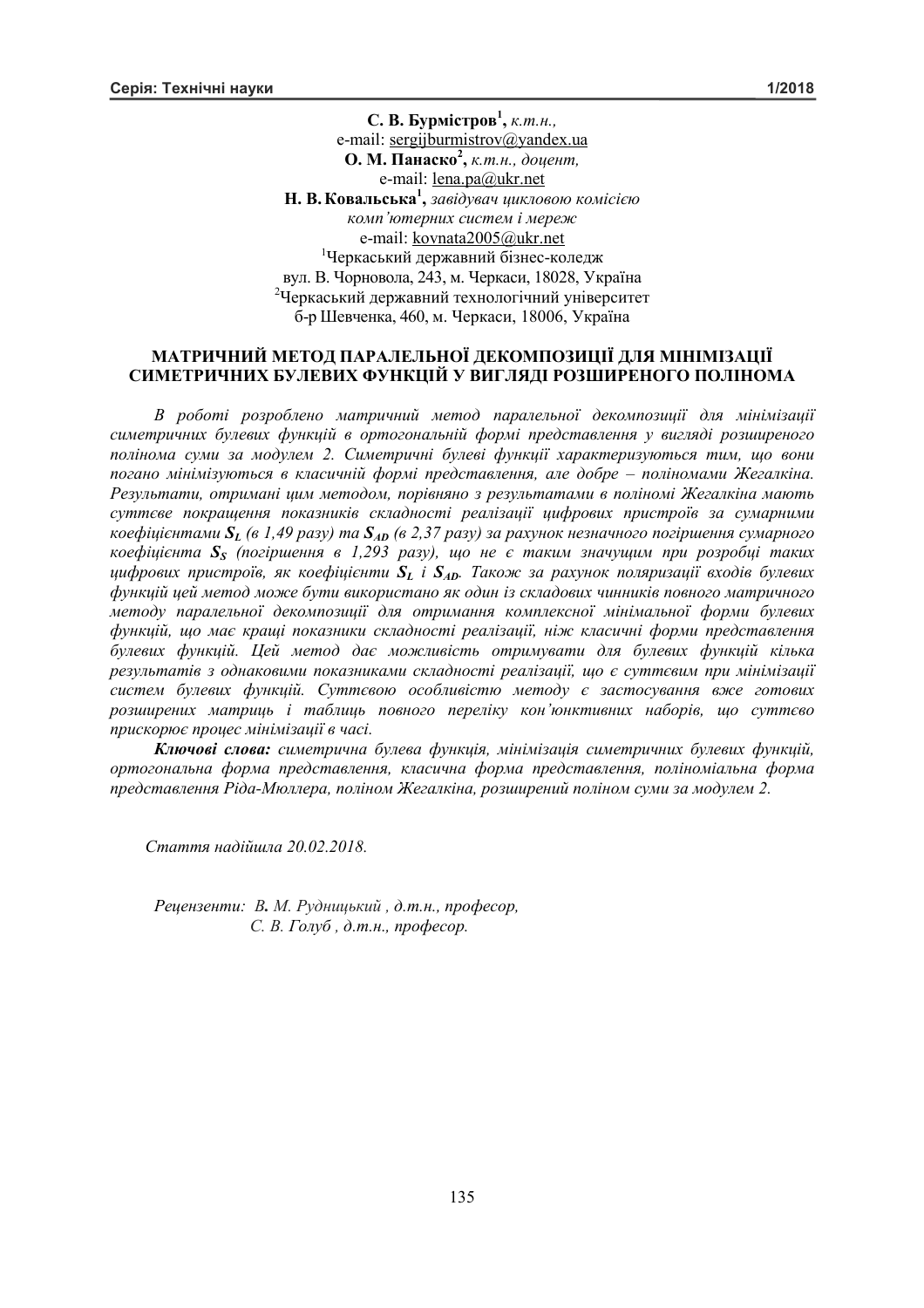**С. В. Бурмістров**[1]**,** *к.т.н.,*
e-mail: sergijburmistrov@yandex.ua
**О. М. Панаско**[2]**,** *к.т.н., доцент,*
e-mail: lena.pa@ukr.net
**Н. В. Ковальська**[1]**,** *завідувач цикловою комісією комп'ютерних систем і мереж*
e-mail: kovnata2005@ukr.net
[1]Черкаський державний бізнес-коледж
вул. В. Чорновола, 243, м. Черкаси, 18028, Україна
[2]Черкаський державний технологічний університет
б-р Шевченка, 460, м. Черкаси, 18006, Україна

## МАТРИЧНИЙ МЕТОД ПАРАЛЕЛЬНОЇ ДЕКОМПОЗИЦІЇ ДЛЯ МІНІМІЗАЦІЇ СИМЕТРИЧНИХ БУЛЕВИХ ФУНКЦІЙ У ВИГЛЯДІ РОЗШИРЕНОГО ПОЛІНОМА

*В роботі розроблено матричний метод паралельної декомпозиції для мінімізації симетричних булевих функцій в ортогональній формі представлення у вигляді розширеного полінома суми за модулем 2. Симетричні булеві функції характеризуються тим, що вони погано мінімізуються в класичній формі представлення, але добре – поліномами Жегалкіна. Результати, отримані цим методом, порівняно з результатами в поліномі Жегалкіна мають суттєве покращення показників складності реалізації цифрових пристроїв за сумарними коефіцієнтами* $S_L$ *(в 1,49 разу) та* $S_{AD}$ *(в 2,37 разу) за рахунок незначного погіршення сумарного коефіцієнта* $S_S$ *(погіршення в 1,293 разу), що не є таким значущим при розробці таких цифрових пристроїв, як коефіцієнти* $S_L$ *і* $S_{AD}$*. Також за рахунок поляризації входів булевих функцій цей метод може бути використано як один із складових чинників повного матричного методу паралельної декомпозиції для отримання комплексної мінімальної форми булевих функцій, що має кращі показники складності реалізації, ніж класичні форми представлення булевих функцій. Цей метод дає можливість отримувати для булевих функцій кілька результатів з однаковими показниками складності реалізації, що є суттєвим при мінімізації систем булевих функцій. Суттєвою особливістю методу є застосування вже готових розширених матриць і таблиць повного переліку кон'юнктивних наборів, що суттєво прискорює процес мінімізації в часі.*

***Ключові слова:*** *симетрична булева функція, мінімізація симетричних булевих функцій, ортогональна форма представлення, класична форма представлення, поліноміальна форма представлення Ріда-Мюллера, поліном Жегалкіна, розширений поліном суми за модулем 2.*

*Стаття надійшла 20.02.2018.*

*Рецензенти: В. М. Рудницький , д.т.н., професор,*
*С. В. Голуб , д.т.н., професор.*